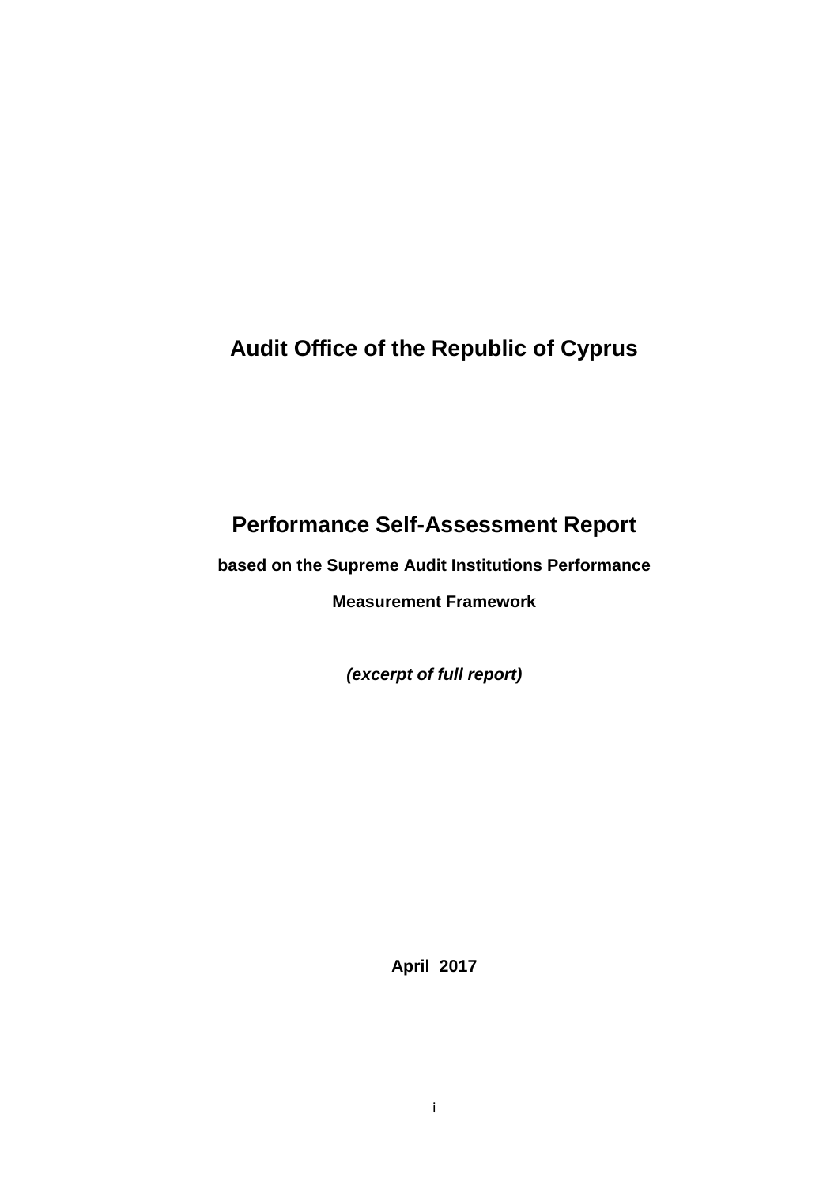# Audit Office of the Republic of Cyprus

# Performance Self-Assessment Report

**based on the Supreme Audit Institutions Performance Measurement Framework**

***(excerpt of full report)***

**April 2017**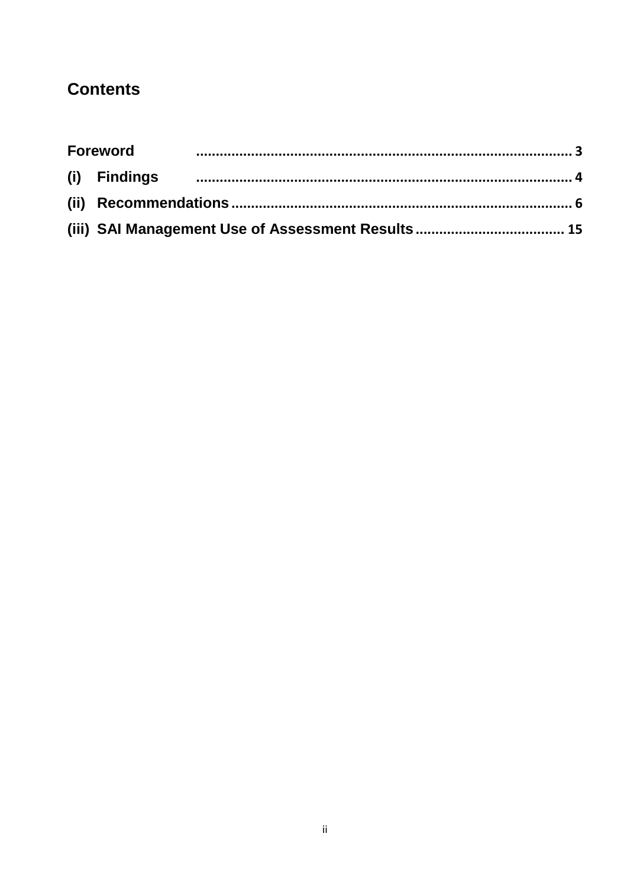## Contents

| | |
|---|---|
| Foreword | 3 |
| (i) Findings | 4 |
| (ii) Recommendations | 6 |
| (iii) SAI Management Use of Assessment Results | 15 |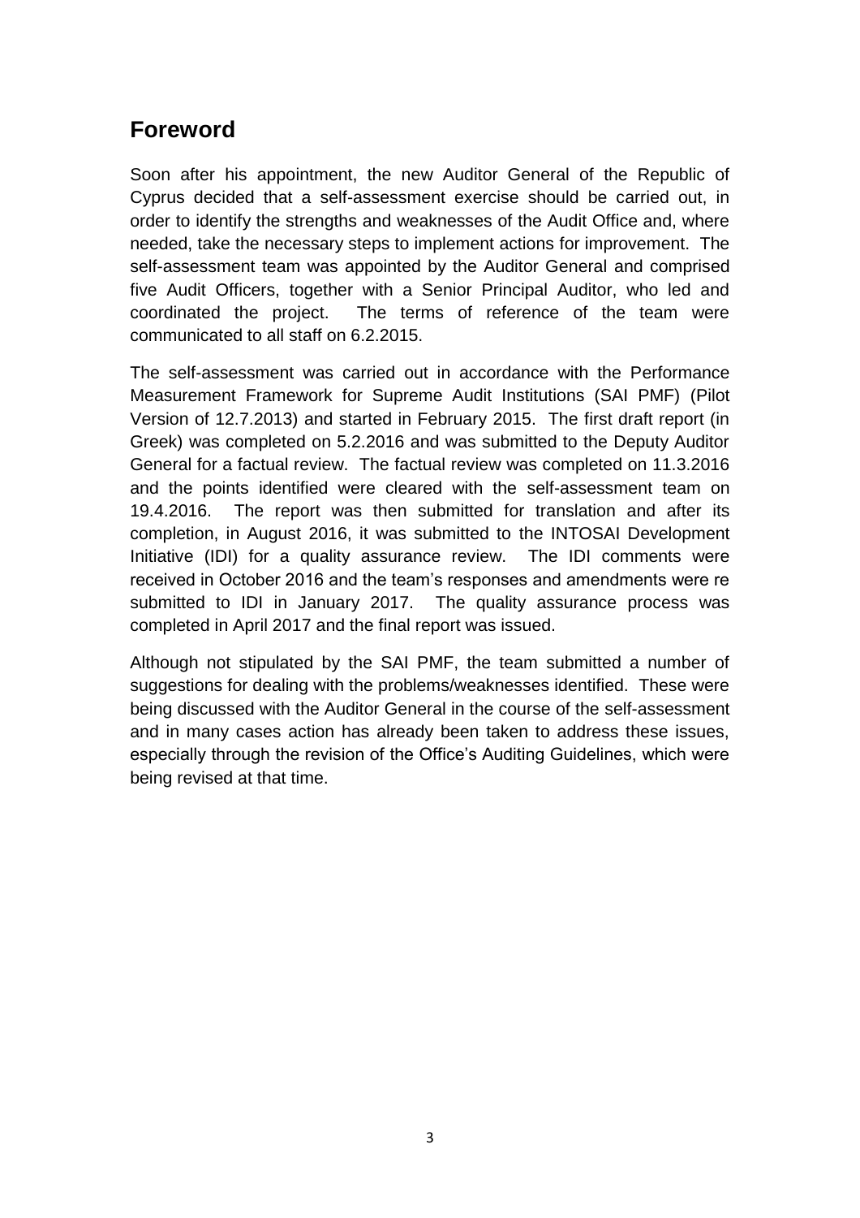## Foreword

Soon after his appointment, the new Auditor General of the Republic of Cyprus decided that a self-assessment exercise should be carried out, in order to identify the strengths and weaknesses of the Audit Office and, where needed, take the necessary steps to implement actions for improvement. The self-assessment team was appointed by the Auditor General and comprised five Audit Officers, together with a Senior Principal Auditor, who led and coordinated the project. The terms of reference of the team were communicated to all staff on 6.2.2015.

The self-assessment was carried out in accordance with the Performance Measurement Framework for Supreme Audit Institutions (SAI PMF) (Pilot Version of 12.7.2013) and started in February 2015. The first draft report (in Greek) was completed on 5.2.2016 and was submitted to the Deputy Auditor General for a factual review. The factual review was completed on 11.3.2016 and the points identified were cleared with the self-assessment team on 19.4.2016. The report was then submitted for translation and after its completion, in August 2016, it was submitted to the INTOSAI Development Initiative (IDI) for a quality assurance review. The IDI comments were received in October 2016 and the team's responses and amendments were re submitted to IDI in January 2017. The quality assurance process was completed in April 2017 and the final report was issued.

Although not stipulated by the SAI PMF, the team submitted a number of suggestions for dealing with the problems/weaknesses identified. These were being discussed with the Auditor General in the course of the self-assessment and in many cases action has already been taken to address these issues, especially through the revision of the Office's Auditing Guidelines, which were being revised at that time.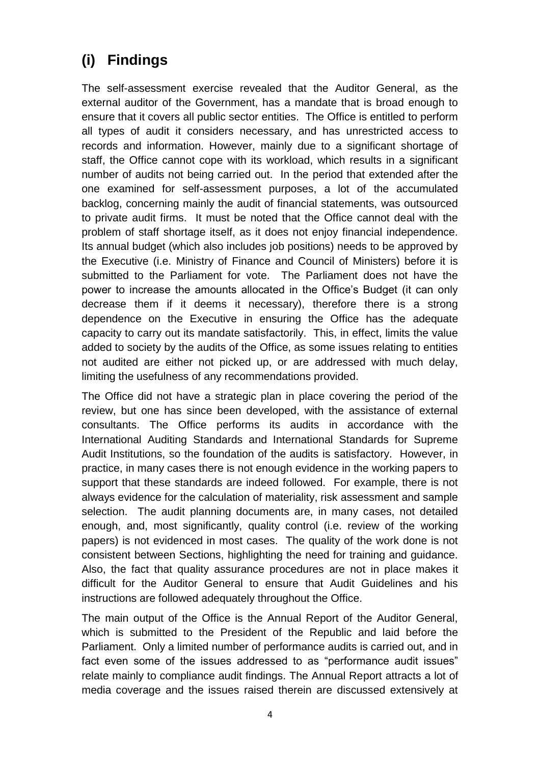## (i) Findings

The self-assessment exercise revealed that the Auditor General, as the external auditor of the Government, has a mandate that is broad enough to ensure that it covers all public sector entities. The Office is entitled to perform all types of audit it considers necessary, and has unrestricted access to records and information. However, mainly due to a significant shortage of staff, the Office cannot cope with its workload, which results in a significant number of audits not being carried out. In the period that extended after the one examined for self-assessment purposes, a lot of the accumulated backlog, concerning mainly the audit of financial statements, was outsourced to private audit firms. It must be noted that the Office cannot deal with the problem of staff shortage itself, as it does not enjoy financial independence. Its annual budget (which also includes job positions) needs to be approved by the Executive (i.e. Ministry of Finance and Council of Ministers) before it is submitted to the Parliament for vote. The Parliament does not have the power to increase the amounts allocated in the Office's Budget (it can only decrease them if it deems it necessary), therefore there is a strong dependence on the Executive in ensuring the Office has the adequate capacity to carry out its mandate satisfactorily. This, in effect, limits the value added to society by the audits of the Office, as some issues relating to entities not audited are either not picked up, or are addressed with much delay, limiting the usefulness of any recommendations provided.

The Office did not have a strategic plan in place covering the period of the review, but one has since been developed, with the assistance of external consultants. The Office performs its audits in accordance with the International Auditing Standards and International Standards for Supreme Audit Institutions, so the foundation of the audits is satisfactory. However, in practice, in many cases there is not enough evidence in the working papers to support that these standards are indeed followed. For example, there is not always evidence for the calculation of materiality, risk assessment and sample selection. The audit planning documents are, in many cases, not detailed enough, and, most significantly, quality control (i.e. review of the working papers) is not evidenced in most cases. The quality of the work done is not consistent between Sections, highlighting the need for training and guidance. Also, the fact that quality assurance procedures are not in place makes it difficult for the Auditor General to ensure that Audit Guidelines and his instructions are followed adequately throughout the Office.

The main output of the Office is the Annual Report of the Auditor General, which is submitted to the President of the Republic and laid before the Parliament. Only a limited number of performance audits is carried out, and in fact even some of the issues addressed to as "performance audit issues" relate mainly to compliance audit findings. The Annual Report attracts a lot of media coverage and the issues raised therein are discussed extensively at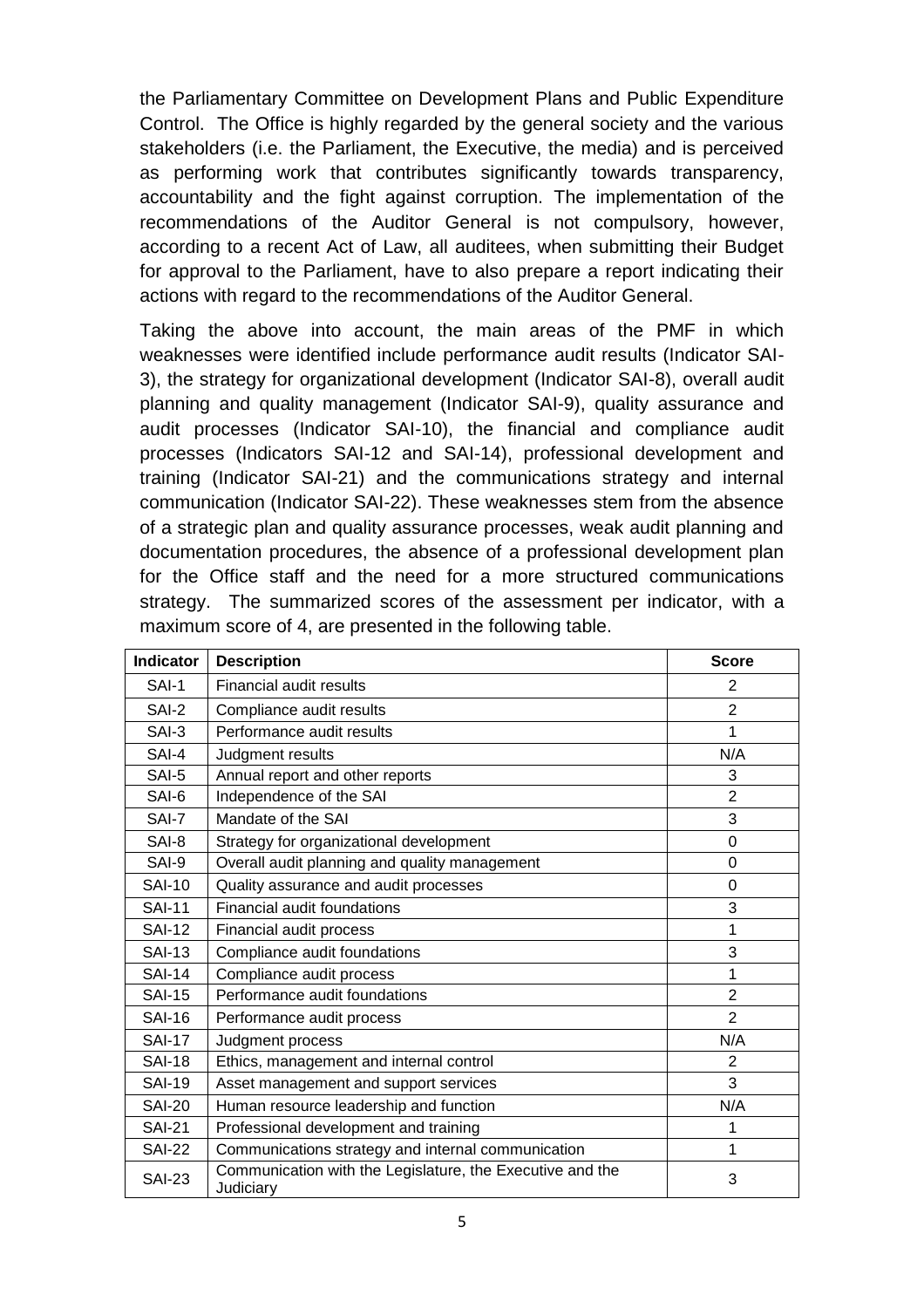the Parliamentary Committee on Development Plans and Public Expenditure Control. The Office is highly regarded by the general society and the various stakeholders (i.e. the Parliament, the Executive, the media) and is perceived as performing work that contributes significantly towards transparency, accountability and the fight against corruption. The implementation of the recommendations of the Auditor General is not compulsory, however, according to a recent Act of Law, all auditees, when submitting their Budget for approval to the Parliament, have to also prepare a report indicating their actions with regard to the recommendations of the Auditor General.

Taking the above into account, the main areas of the PMF in which weaknesses were identified include performance audit results (Indicator SAI-3), the strategy for organizational development (Indicator SAI-8), overall audit planning and quality management (Indicator SAI-9), quality assurance and audit processes (Indicator SAI-10), the financial and compliance audit processes (Indicators SAI-12 and SAI-14), professional development and training (Indicator SAI-21) and the communications strategy and internal communication (Indicator SAI-22). These weaknesses stem from the absence of a strategic plan and quality assurance processes, weak audit planning and documentation procedures, the absence of a professional development plan for the Office staff and the need for a more structured communications strategy. The summarized scores of the assessment per indicator, with a maximum score of 4, are presented in the following table.

| Indicator | Description | Score |
|---|---|---|
| SAI-1 | Financial audit results | 2 |
| SAI-2 | Compliance audit results | 2 |
| SAI-3 | Performance audit results | 1 |
| SAI-4 | Judgment results | N/A |
| SAI-5 | Annual report and other reports | 3 |
| SAI-6 | Independence of the SAI | 2 |
| SAI-7 | Mandate of the SAI | 3 |
| SAI-8 | Strategy for organizational development | 0 |
| SAI-9 | Overall audit planning and quality management | 0 |
| SAI-10 | Quality assurance and audit processes | 0 |
| SAI-11 | Financial audit foundations | 3 |
| SAI-12 | Financial audit process | 1 |
| SAI-13 | Compliance audit foundations | 3 |
| SAI-14 | Compliance audit process | 1 |
| SAI-15 | Performance audit foundations | 2 |
| SAI-16 | Performance audit process | 2 |
| SAI-17 | Judgment process | N/A |
| SAI-18 | Ethics, management and internal control | 2 |
| SAI-19 | Asset management and support services | 3 |
| SAI-20 | Human resource leadership and function | N/A |
| SAI-21 | Professional development and training | 1 |
| SAI-22 | Communications strategy and internal communication | 1 |
| SAI-23 | Communication with the Legislature, the Executive and the Judiciary | 3 |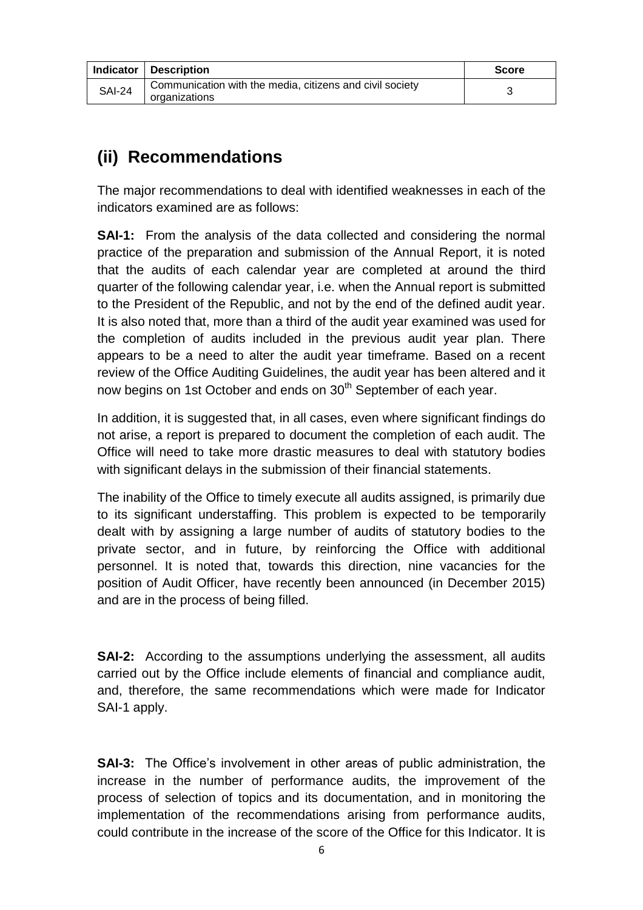| Indicator | Description | Score |
|---|---|---|
| SAI-24 | Communication with the media, citizens and civil society organizations | 3 |

## (ii) Recommendations

The major recommendations to deal with identified weaknesses in each of the indicators examined are as follows:

**SAI-1:** From the analysis of the data collected and considering the normal practice of the preparation and submission of the Annual Report, it is noted that the audits of each calendar year are completed at around the third quarter of the following calendar year, i.e. when the Annual report is submitted to the President of the Republic, and not by the end of the defined audit year. It is also noted that, more than a third of the audit year examined was used for the completion of audits included in the previous audit year plan. There appears to be a need to alter the audit year timeframe. Based on a recent review of the Office Auditing Guidelines, the audit year has been altered and it now begins on 1st October and ends on 30th September of each year.

In addition, it is suggested that, in all cases, even where significant findings do not arise, a report is prepared to document the completion of each audit. The Office will need to take more drastic measures to deal with statutory bodies with significant delays in the submission of their financial statements.

The inability of the Office to timely execute all audits assigned, is primarily due to its significant understaffing. This problem is expected to be temporarily dealt with by assigning a large number of audits of statutory bodies to the private sector, and in future, by reinforcing the Office with additional personnel. It is noted that, towards this direction, nine vacancies for the position of Audit Officer, have recently been announced (in December 2015) and are in the process of being filled.

**SAI-2:** According to the assumptions underlying the assessment, all audits carried out by the Office include elements of financial and compliance audit, and, therefore, the same recommendations which were made for Indicator SAI-1 apply.

**SAI-3:** The Office's involvement in other areas of public administration, the increase in the number of performance audits, the improvement of the process of selection of topics and its documentation, and in monitoring the implementation of the recommendations arising from performance audits, could contribute in the increase of the score of the Office for this Indicator. It is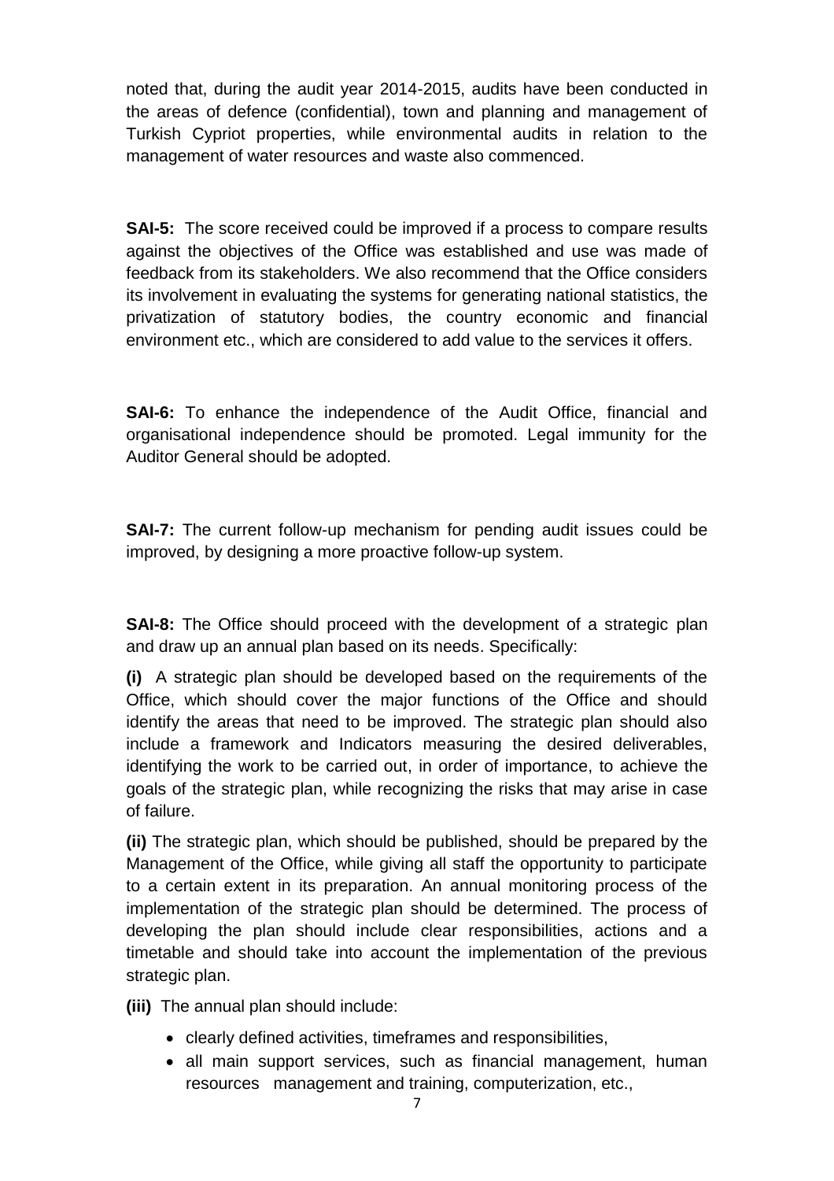noted that, during the audit year 2014-2015, audits have been conducted in the areas of defence (confidential), town and planning and management of Turkish Cypriot properties, while environmental audits in relation to the management of water resources and waste also commenced.

**SAI-5:** The score received could be improved if a process to compare results against the objectives of the Office was established and use was made of feedback from its stakeholders. We also recommend that the Office considers its involvement in evaluating the systems for generating national statistics, the privatization of statutory bodies, the country economic and financial environment etc., which are considered to add value to the services it offers.

**SAI-6:** To enhance the independence of the Audit Office, financial and organisational independence should be promoted. Legal immunity for the Auditor General should be adopted.

**SAI-7:** The current follow-up mechanism for pending audit issues could be improved, by designing a more proactive follow-up system.

**SAI-8:** The Office should proceed with the development of a strategic plan and draw up an annual plan based on its needs. Specifically:

**(i)** A strategic plan should be developed based on the requirements of the Office, which should cover the major functions of the Office and should identify the areas that need to be improved. The strategic plan should also include a framework and Indicators measuring the desired deliverables, identifying the work to be carried out, in order of importance, to achieve the goals of the strategic plan, while recognizing the risks that may arise in case of failure.

**(ii)** The strategic plan, which should be published, should be prepared by the Management of the Office, while giving all staff the opportunity to participate to a certain extent in its preparation. An annual monitoring process of the implementation of the strategic plan should be determined. The process of developing the plan should include clear responsibilities, actions and a timetable and should take into account the implementation of the previous strategic plan.

**(iii)** The annual plan should include:

- clearly defined activities, timeframes and responsibilities,
- all main support services, such as financial management, human resources management and training, computerization, etc.,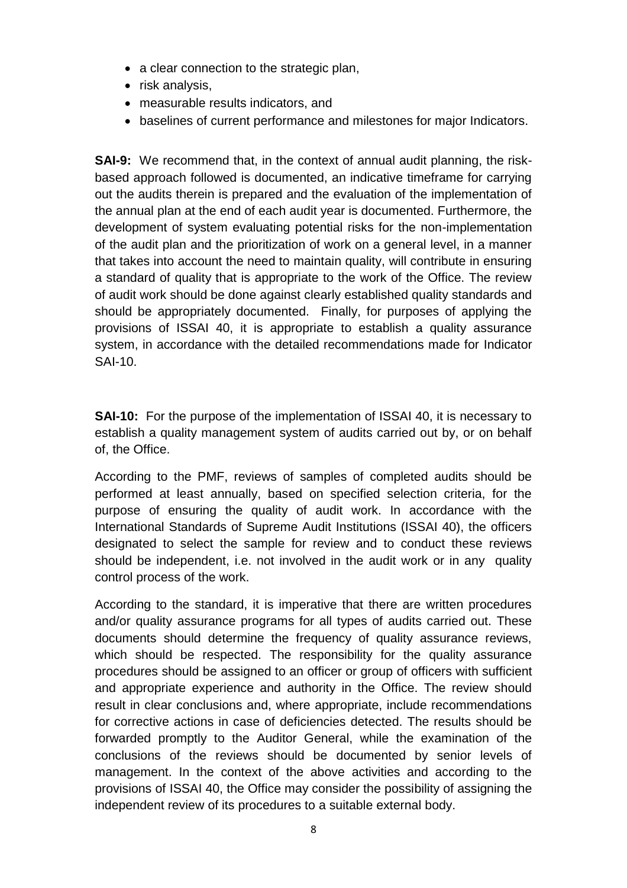- a clear connection to the strategic plan,
- risk analysis,
- measurable results indicators, and
- baselines of current performance and milestones for major Indicators.

**SAI-9:** We recommend that, in the context of annual audit planning, the risk-based approach followed is documented, an indicative timeframe for carrying out the audits therein is prepared and the evaluation of the implementation of the annual plan at the end of each audit year is documented. Furthermore, the development of system evaluating potential risks for the non-implementation of the audit plan and the prioritization of work on a general level, in a manner that takes into account the need to maintain quality, will contribute in ensuring a standard of quality that is appropriate to the work of the Office. The review of audit work should be done against clearly established quality standards and should be appropriately documented. Finally, for purposes of applying the provisions of ISSAI 40, it is appropriate to establish a quality assurance system, in accordance with the detailed recommendations made for Indicator SAI-10.

**SAI-10:** For the purpose of the implementation of ISSAI 40, it is necessary to establish a quality management system of audits carried out by, or on behalf of, the Office.

According to the PMF, reviews of samples of completed audits should be performed at least annually, based on specified selection criteria, for the purpose of ensuring the quality of audit work. In accordance with the International Standards of Supreme Audit Institutions (ISSAI 40), the officers designated to select the sample for review and to conduct these reviews should be independent, i.e. not involved in the audit work or in any quality control process of the work.

According to the standard, it is imperative that there are written procedures and/or quality assurance programs for all types of audits carried out. These documents should determine the frequency of quality assurance reviews, which should be respected. The responsibility for the quality assurance procedures should be assigned to an officer or group of officers with sufficient and appropriate experience and authority in the Office. The review should result in clear conclusions and, where appropriate, include recommendations for corrective actions in case of deficiencies detected. The results should be forwarded promptly to the Auditor General, while the examination of the conclusions of the reviews should be documented by senior levels of management. In the context of the above activities and according to the provisions of ISSAI 40, the Office may consider the possibility of assigning the independent review of its procedures to a suitable external body.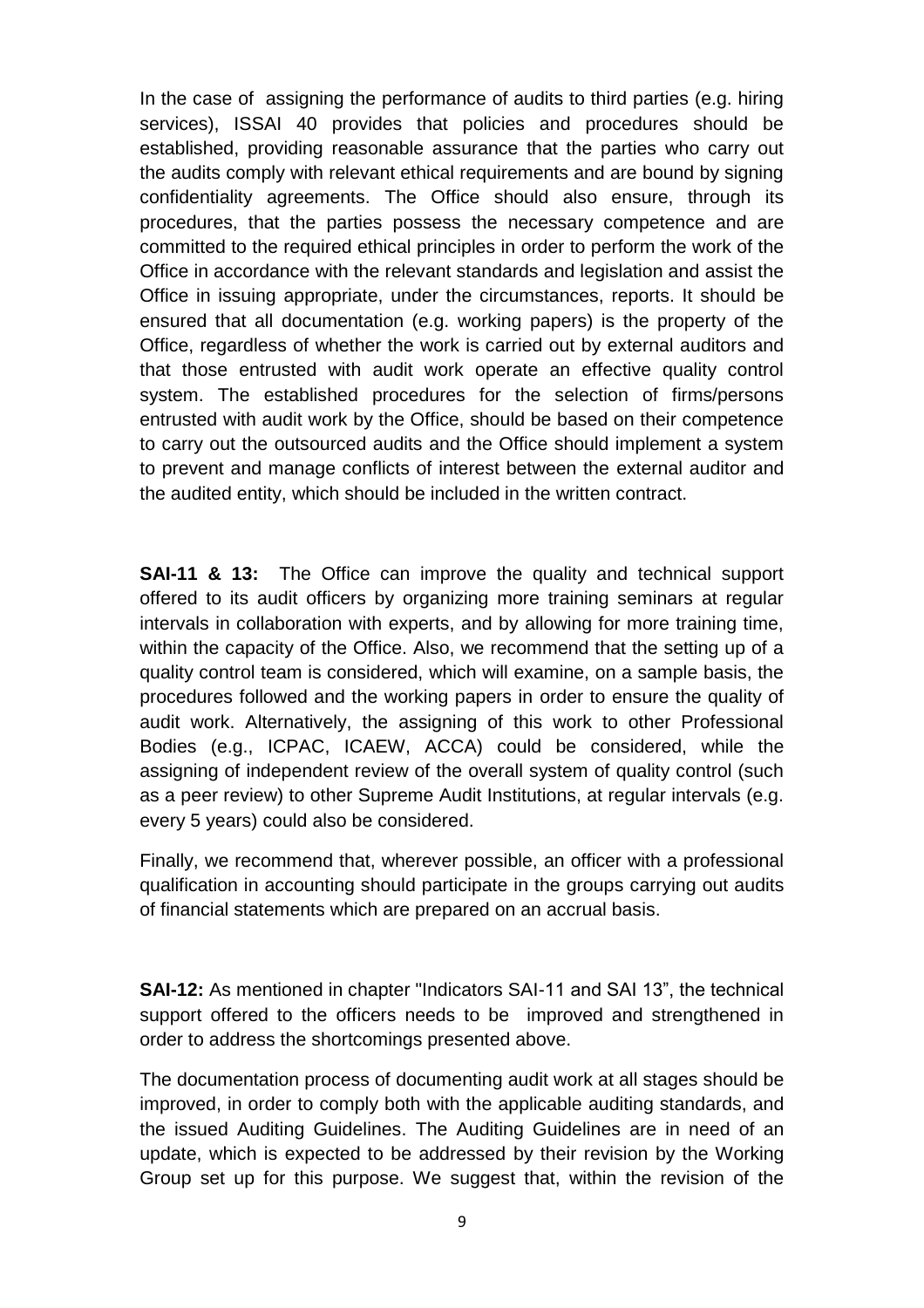In the case of assigning the performance of audits to third parties (e.g. hiring services), ISSAI 40 provides that policies and procedures should be established, providing reasonable assurance that the parties who carry out the audits comply with relevant ethical requirements and are bound by signing confidentiality agreements. The Office should also ensure, through its procedures, that the parties possess the necessary competence and are committed to the required ethical principles in order to perform the work of the Office in accordance with the relevant standards and legislation and assist the Office in issuing appropriate, under the circumstances, reports. It should be ensured that all documentation (e.g. working papers) is the property of the Office, regardless of whether the work is carried out by external auditors and that those entrusted with audit work operate an effective quality control system. The established procedures for the selection of firms/persons entrusted with audit work by the Office, should be based on their competence to carry out the outsourced audits and the Office should implement a system to prevent and manage conflicts of interest between the external auditor and the audited entity, which should be included in the written contract.

**SAI-11 & 13:** The Office can improve the quality and technical support offered to its audit officers by organizing more training seminars at regular intervals in collaboration with experts, and by allowing for more training time, within the capacity of the Office. Also, we recommend that the setting up of a quality control team is considered, which will examine, on a sample basis, the procedures followed and the working papers in order to ensure the quality of audit work. Alternatively, the assigning of this work to other Professional Bodies (e.g., ICPAC, ICAEW, ACCA) could be considered, while the assigning of independent review of the overall system of quality control (such as a peer review) to other Supreme Audit Institutions, at regular intervals (e.g. every 5 years) could also be considered.

Finally, we recommend that, wherever possible, an officer with a professional qualification in accounting should participate in the groups carrying out audits of financial statements which are prepared on an accrual basis.

**SAI-12:** As mentioned in chapter "Indicators SAI-11 and SAI 13", the technical support offered to the officers needs to be improved and strengthened in order to address the shortcomings presented above.

The documentation process of documenting audit work at all stages should be improved, in order to comply both with the applicable auditing standards, and the issued Auditing Guidelines. The Auditing Guidelines are in need of an update, which is expected to be addressed by their revision by the Working Group set up for this purpose. We suggest that, within the revision of the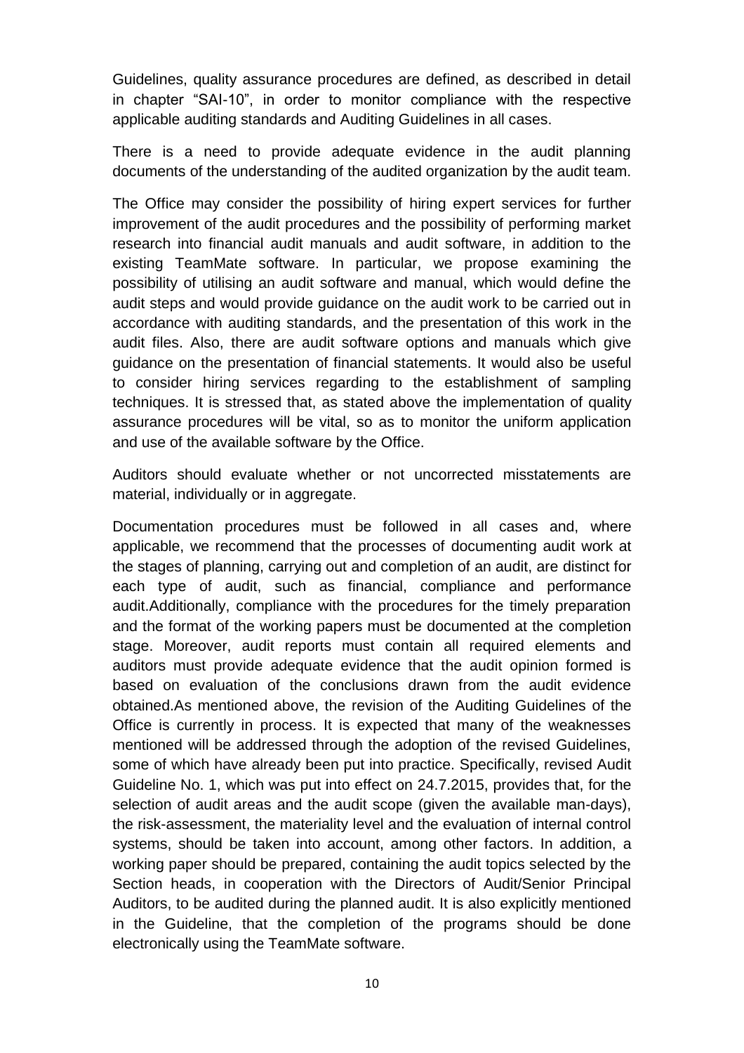Guidelines, quality assurance procedures are defined, as described in detail in chapter "SAI-10", in order to monitor compliance with the respective applicable auditing standards and Auditing Guidelines in all cases.

There is a need to provide adequate evidence in the audit planning documents of the understanding of the audited organization by the audit team.

The Office may consider the possibility of hiring expert services for further improvement of the audit procedures and the possibility of performing market research into financial audit manuals and audit software, in addition to the existing TeamMate software. In particular, we propose examining the possibility of utilising an audit software and manual, which would define the audit steps and would provide guidance on the audit work to be carried out in accordance with auditing standards, and the presentation of this work in the audit files. Also, there are audit software options and manuals which give guidance on the presentation of financial statements. It would also be useful to consider hiring services regarding to the establishment of sampling techniques. It is stressed that, as stated above the implementation of quality assurance procedures will be vital, so as to monitor the uniform application and use of the available software by the Office.

Auditors should evaluate whether or not uncorrected misstatements are material, individually or in aggregate.

Documentation procedures must be followed in all cases and, where applicable, we recommend that the processes of documenting audit work at the stages of planning, carrying out and completion of an audit, are distinct for each type of audit, such as financial, compliance and performance audit.Additionally, compliance with the procedures for the timely preparation and the format of the working papers must be documented at the completion stage. Moreover, audit reports must contain all required elements and auditors must provide adequate evidence that the audit opinion formed is based on evaluation of the conclusions drawn from the audit evidence obtained.As mentioned above, the revision of the Auditing Guidelines of the Office is currently in process. It is expected that many of the weaknesses mentioned will be addressed through the adoption of the revised Guidelines, some of which have already been put into practice. Specifically, revised Audit Guideline No. 1, which was put into effect on 24.7.2015, provides that, for the selection of audit areas and the audit scope (given the available man-days), the risk-assessment, the materiality level and the evaluation of internal control systems, should be taken into account, among other factors. In addition, a working paper should be prepared, containing the audit topics selected by the Section heads, in cooperation with the Directors of Audit/Senior Principal Auditors, to be audited during the planned audit. It is also explicitly mentioned in the Guideline, that the completion of the programs should be done electronically using the TeamMate software.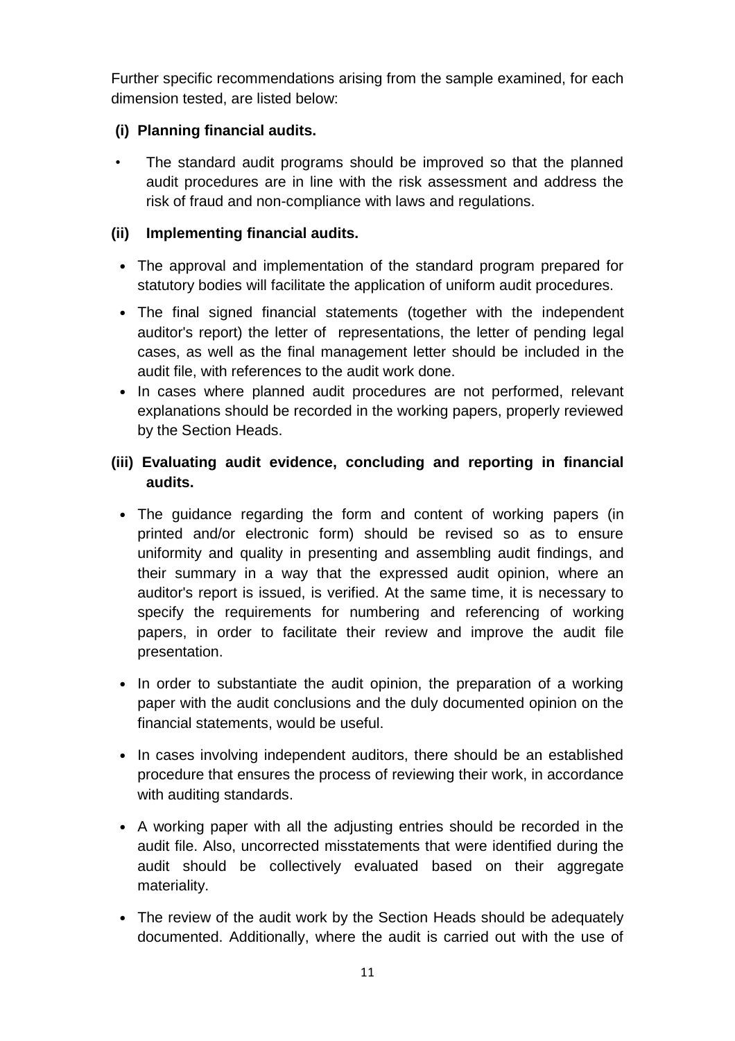Further specific recommendations arising from the sample examined, for each dimension tested, are listed below:

**(i) Planning financial audits.**

- The standard audit programs should be improved so that the planned audit procedures are in line with the risk assessment and address the risk of fraud and non-compliance with laws and regulations.

**(ii) Implementing financial audits.**

- The approval and implementation of the standard program prepared for statutory bodies will facilitate the application of uniform audit procedures.
- The final signed financial statements (together with the independent auditor's report) the letter of representations, the letter of pending legal cases, as well as the final management letter should be included in the audit file, with references to the audit work done.
- In cases where planned audit procedures are not performed, relevant explanations should be recorded in the working papers, properly reviewed by the Section Heads.

**(iii) Evaluating audit evidence, concluding and reporting in financial audits.**

- The guidance regarding the form and content of working papers (in printed and/or electronic form) should be revised so as to ensure uniformity and quality in presenting and assembling audit findings, and their summary in a way that the expressed audit opinion, where an auditor's report is issued, is verified. At the same time, it is necessary to specify the requirements for numbering and referencing of working papers, in order to facilitate their review and improve the audit file presentation.
- In order to substantiate the audit opinion, the preparation of a working paper with the audit conclusions and the duly documented opinion on the financial statements, would be useful.
- In cases involving independent auditors, there should be an established procedure that ensures the process of reviewing their work, in accordance with auditing standards.
- A working paper with all the adjusting entries should be recorded in the audit file. Also, uncorrected misstatements that were identified during the audit should be collectively evaluated based on their aggregate materiality.
- The review of the audit work by the Section Heads should be adequately documented. Additionally, where the audit is carried out with the use of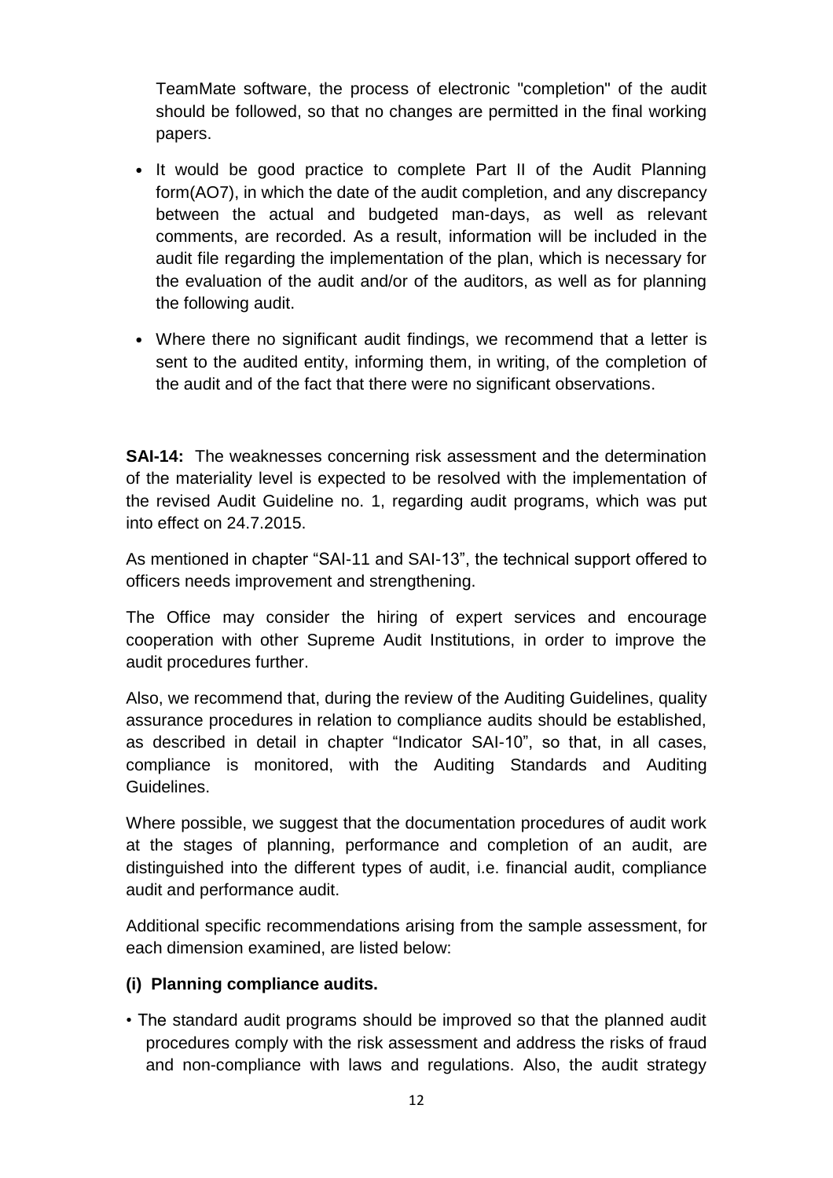TeamMate software, the process of electronic "completion" of the audit should be followed, so that no changes are permitted in the final working papers.

- It would be good practice to complete Part II of the Audit Planning form(AO7), in which the date of the audit completion, and any discrepancy between the actual and budgeted man-days, as well as relevant comments, are recorded. As a result, information will be included in the audit file regarding the implementation of the plan, which is necessary for the evaluation of the audit and/or of the auditors, as well as for planning the following audit.
- Where there no significant audit findings, we recommend that a letter is sent to the audited entity, informing them, in writing, of the completion of the audit and of the fact that there were no significant observations.

**SAI-14:** The weaknesses concerning risk assessment and the determination of the materiality level is expected to be resolved with the implementation of the revised Audit Guideline no. 1, regarding audit programs, which was put into effect on 24.7.2015.

As mentioned in chapter “SAI-11 and SAI-13”, the technical support offered to officers needs improvement and strengthening.

The Office may consider the hiring of expert services and encourage cooperation with other Supreme Audit Institutions, in order to improve the audit procedures further.

Also, we recommend that, during the review of the Auditing Guidelines, quality assurance procedures in relation to compliance audits should be established, as described in detail in chapter “Indicator SAI-10”, so that, in all cases, compliance is monitored, with the Auditing Standards and Auditing Guidelines.

Where possible, we suggest that the documentation procedures of audit work at the stages of planning, performance and completion of an audit, are distinguished into the different types of audit, i.e. financial audit, compliance audit and performance audit.

Additional specific recommendations arising from the sample assessment, for each dimension examined, are listed below:

**(i) Planning compliance audits.**

- The standard audit programs should be improved so that the planned audit procedures comply with the risk assessment and address the risks of fraud and non-compliance with laws and regulations. Also, the audit strategy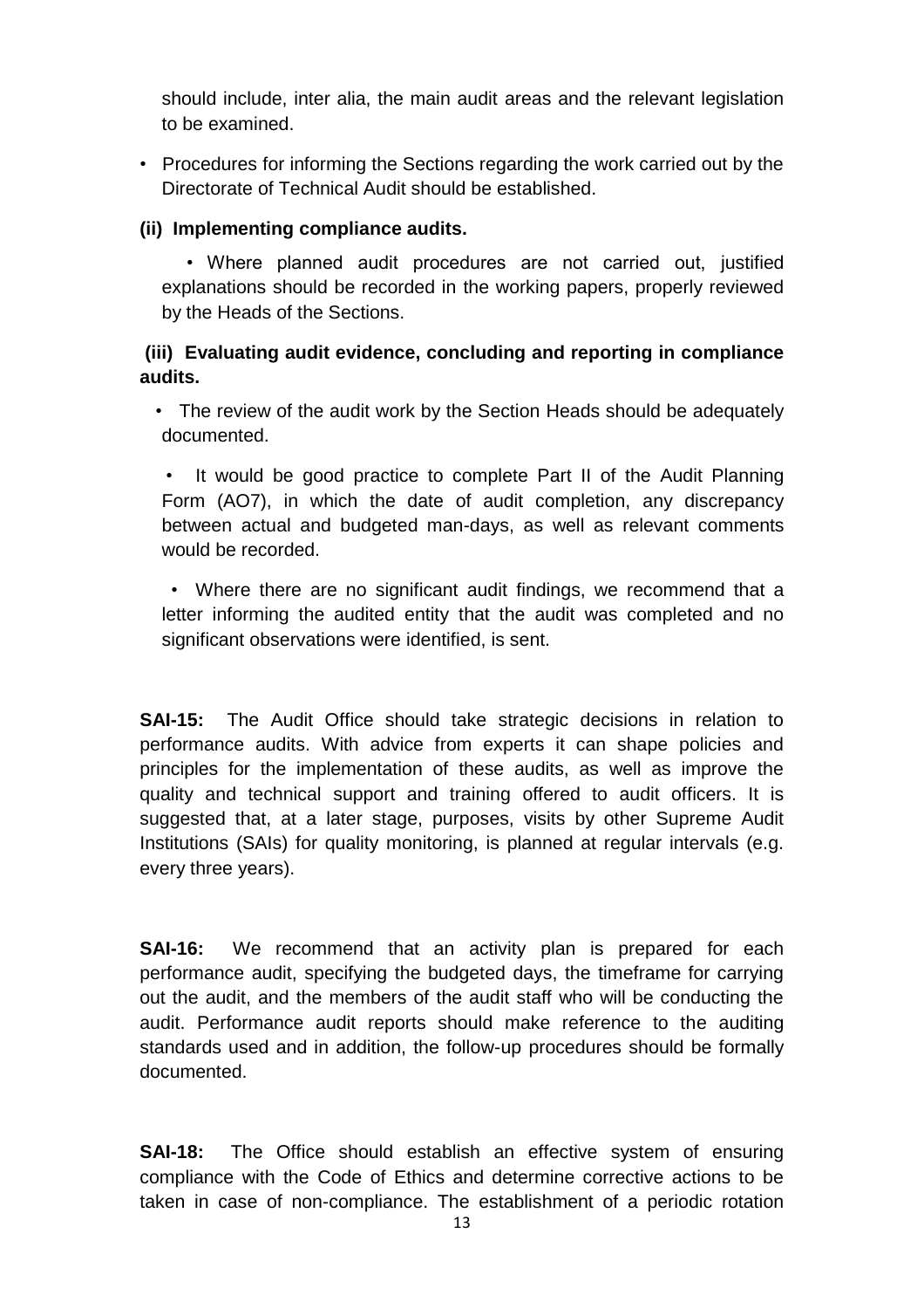should include, inter alia, the main audit areas and the relevant legislation to be examined.

- Procedures for informing the Sections regarding the work carried out by the Directorate of Technical Audit should be established.

**(ii) Implementing compliance audits.**

- Where planned audit procedures are not carried out, justified explanations should be recorded in the working papers, properly reviewed by the Heads of the Sections.

**(iii) Evaluating audit evidence, concluding and reporting in compliance audits.**

- The review of the audit work by the Section Heads should be adequately documented.

- It would be good practice to complete Part II of the Audit Planning Form (AO7), in which the date of audit completion, any discrepancy between actual and budgeted man-days, as well as relevant comments would be recorded.

- Where there are no significant audit findings, we recommend that a letter informing the audited entity that the audit was completed and no significant observations were identified, is sent.

**SAI-15:** The Audit Office should take strategic decisions in relation to performance audits. With advice from experts it can shape policies and principles for the implementation of these audits, as well as improve the quality and technical support and training offered to audit officers. It is suggested that, at a later stage, purposes, visits by other Supreme Audit Institutions (SAIs) for quality monitoring, is planned at regular intervals (e.g. every three years).

**SAI-16:** We recommend that an activity plan is prepared for each performance audit, specifying the budgeted days, the timeframe for carrying out the audit, and the members of the audit staff who will be conducting the audit. Performance audit reports should make reference to the auditing standards used and in addition, the follow-up procedures should be formally documented.

**SAI-18:** The Office should establish an effective system of ensuring compliance with the Code of Ethics and determine corrective actions to be taken in case of non-compliance. The establishment of a periodic rotation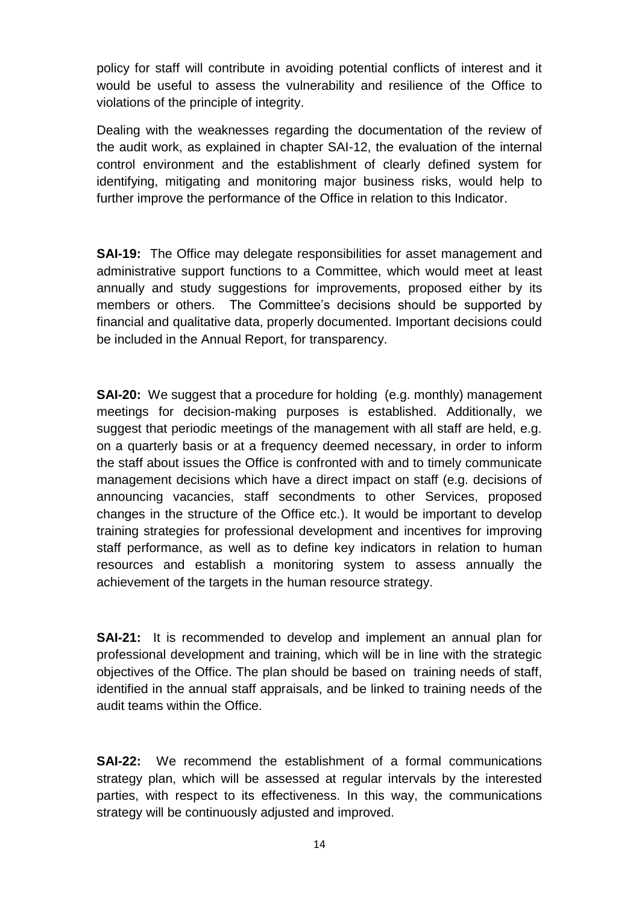policy for staff will contribute in avoiding potential conflicts of interest and it would be useful to assess the vulnerability and resilience of the Office to violations of the principle of integrity.

Dealing with the weaknesses regarding the documentation of the review of the audit work, as explained in chapter SAI-12, the evaluation of the internal control environment and the establishment of clearly defined system for identifying, mitigating and monitoring major business risks, would help to further improve the performance of the Office in relation to this Indicator.

**SAI-19:** The Office may delegate responsibilities for asset management and administrative support functions to a Committee, which would meet at least annually and study suggestions for improvements, proposed either by its members or others. The Committee's decisions should be supported by financial and qualitative data, properly documented. Important decisions could be included in the Annual Report, for transparency.

**SAI-20:** We suggest that a procedure for holding (e.g. monthly) management meetings for decision-making purposes is established. Additionally, we suggest that periodic meetings of the management with all staff are held, e.g. on a quarterly basis or at a frequency deemed necessary, in order to inform the staff about issues the Office is confronted with and to timely communicate management decisions which have a direct impact on staff (e.g. decisions of announcing vacancies, staff secondments to other Services, proposed changes in the structure of the Office etc.). It would be important to develop training strategies for professional development and incentives for improving staff performance, as well as to define key indicators in relation to human resources and establish a monitoring system to assess annually the achievement of the targets in the human resource strategy.

**SAI-21:** It is recommended to develop and implement an annual plan for professional development and training, which will be in line with the strategic objectives of the Office. The plan should be based on training needs of staff, identified in the annual staff appraisals, and be linked to training needs of the audit teams within the Office.

**SAI-22:** We recommend the establishment of a formal communications strategy plan, which will be assessed at regular intervals by the interested parties, with respect to its effectiveness. In this way, the communications strategy will be continuously adjusted and improved.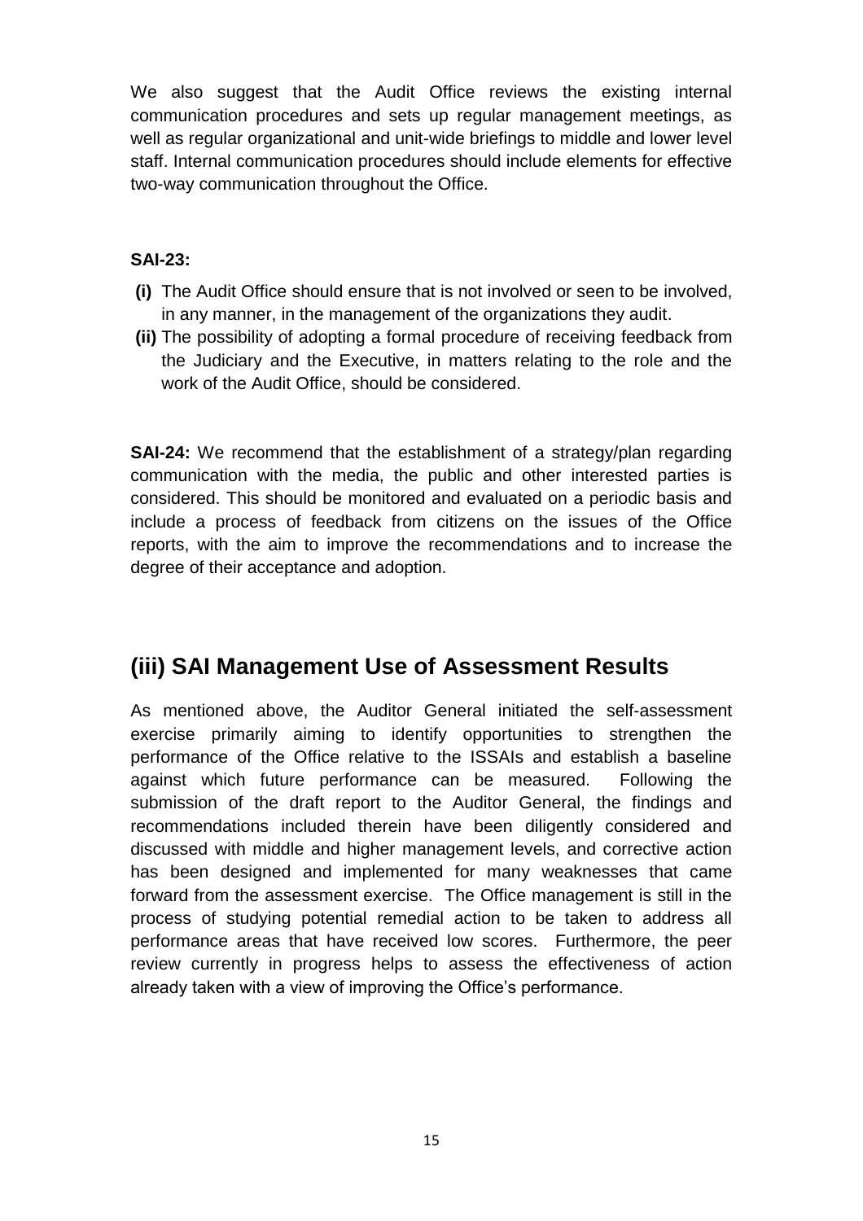We also suggest that the Audit Office reviews the existing internal communication procedures and sets up regular management meetings, as well as regular organizational and unit-wide briefings to middle and lower level staff. Internal communication procedures should include elements for effective two-way communication throughout the Office.

**SAI-23:**

**(i)** The Audit Office should ensure that is not involved or seen to be involved, in any manner, in the management of the organizations they audit.

**(ii)** The possibility of adopting a formal procedure of receiving feedback from the Judiciary and the Executive, in matters relating to the role and the work of the Audit Office, should be considered.

**SAI-24:** We recommend that the establishment of a strategy/plan regarding communication with the media, the public and other interested parties is considered. This should be monitored and evaluated on a periodic basis and include a process of feedback from citizens on the issues of the Office reports, with the aim to improve the recommendations and to increase the degree of their acceptance and adoption.

## (iii) SAI Management Use of Assessment Results

As mentioned above, the Auditor General initiated the self-assessment exercise primarily aiming to identify opportunities to strengthen the performance of the Office relative to the ISSAIs and establish a baseline against which future performance can be measured. Following the submission of the draft report to the Auditor General, the findings and recommendations included therein have been diligently considered and discussed with middle and higher management levels, and corrective action has been designed and implemented for many weaknesses that came forward from the assessment exercise. The Office management is still in the process of studying potential remedial action to be taken to address all performance areas that have received low scores. Furthermore, the peer review currently in progress helps to assess the effectiveness of action already taken with a view of improving the Office's performance.